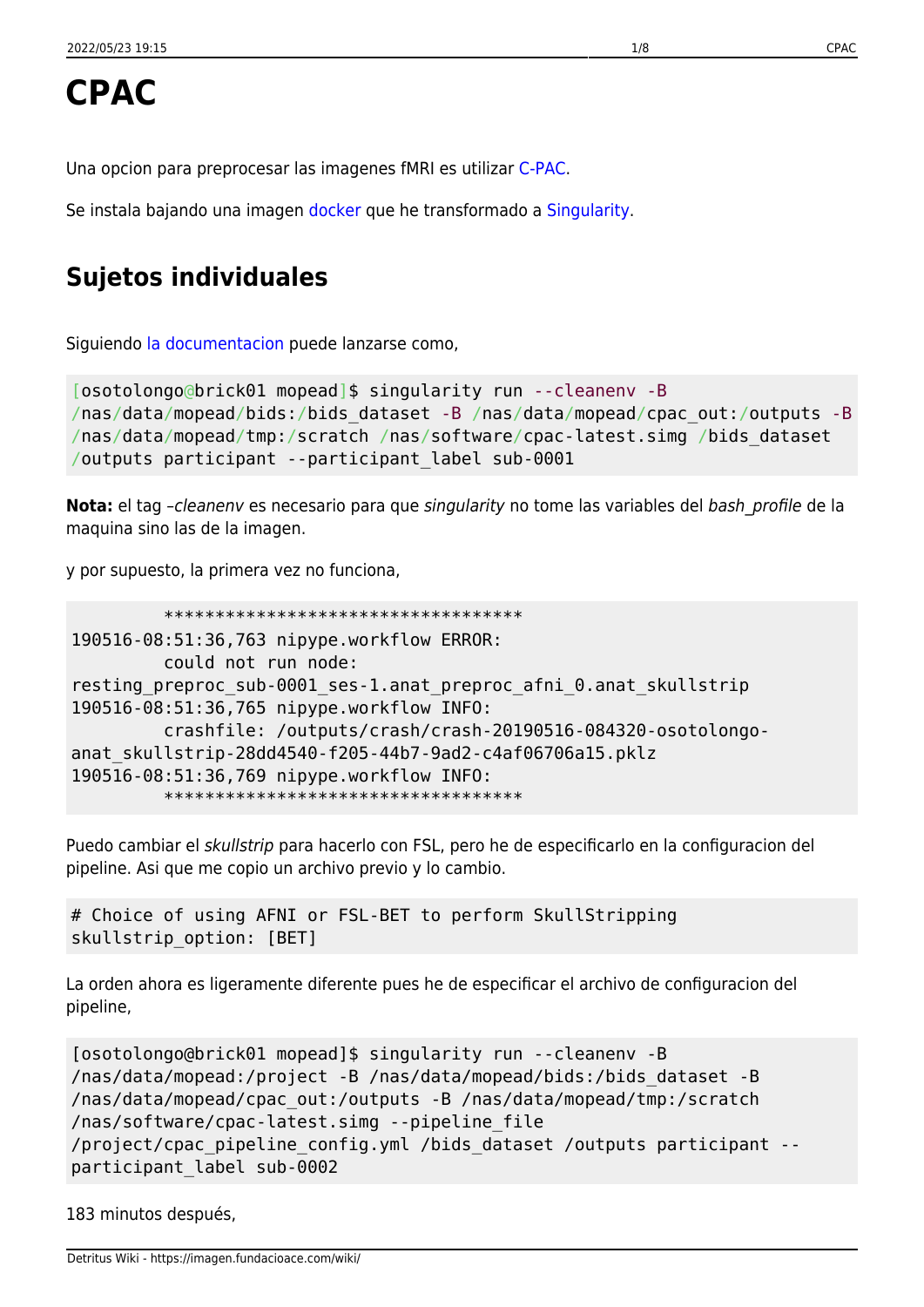# CPAC

Una opcion para preprocesar las imagenes fMRI es utilizar C-PAC.

Se instala bajando una imagen docker que he transformado a Singularity.

## Sujetos individuales

Siguiendo la documentacion puede lanzarse como,

```
[osotolongo@brick01 mopead]$ singularity run --cleanenv -B
/nas/data/mopead/bids:/bids_dataset -B /nas/data/mopead/cpac_out:/outputs -B
/nas/data/mopead/tmp:/scratch /nas/software/cpac-latest.simg /bids_dataset
/outputs participant --participant_label sub-0001
```

**Nota:** el tag *–cleanenv* es necesario para que *singularity* no tome las variables del *bash_profile* de la maquina sino las de la imagen.

y por supuesto, la primera vez no funciona,

```
         ************************************
190516-08:51:36,763 nipype.workflow ERROR:
         could not run node:
resting_preproc_sub-0001_ses-1.anat_preproc_afni_0.anat_skullstrip
190516-08:51:36,765 nipype.workflow INFO:
         crashfile: /outputs/crash/crash-20190516-084320-osotolongo-
anat_skullstrip-28dd4540-f205-44b7-9ad2-c4af06706a15.pklz
190516-08:51:36,769 nipype.workflow INFO:
         ************************************
```

Puedo cambiar el *skullstrip* para hacerlo con FSL, pero he de especificarlo en la configuracion del pipeline. Asi que me copio un archivo previo y lo cambio.

```
# Choice of using AFNI or FSL-BET to perform SkullStripping
skullstrip_option: [BET]
```

La orden ahora es ligeramente diferente pues he de especificar el archivo de configuracion del pipeline,

```
[osotolongo@brick01 mopead]$ singularity run --cleanenv -B
/nas/data/mopead:/project -B /nas/data/mopead/bids:/bids_dataset -B
/nas/data/mopead/cpac_out:/outputs -B /nas/data/mopead/tmp:/scratch
/nas/software/cpac-latest.simg --pipeline_file
/project/cpac_pipeline_config.yml /bids_dataset /outputs participant --
participant_label sub-0002
```

183 minutos después,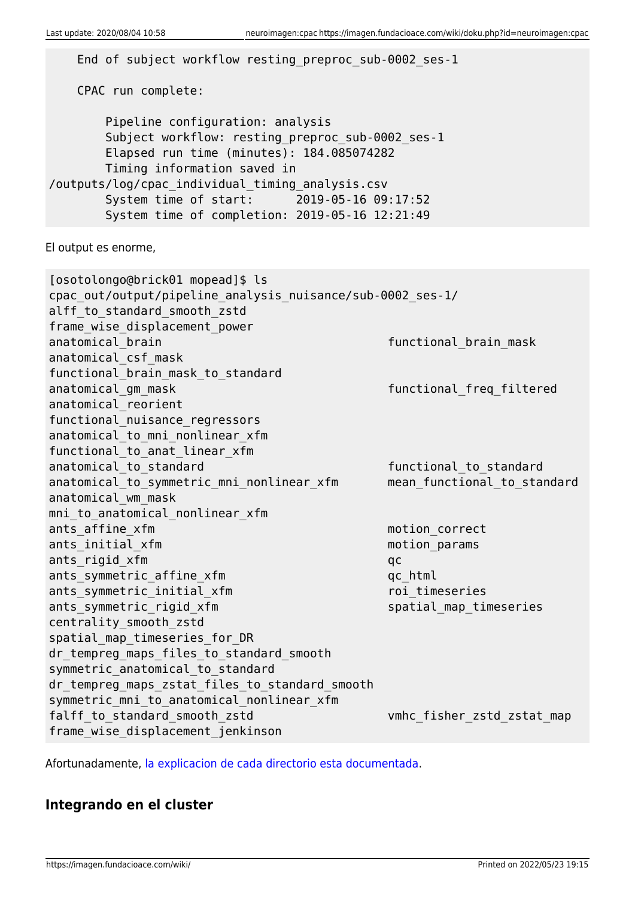```
    End of subject workflow resting_preproc_sub-0002_ses-1

    CPAC run complete:

        Pipeline configuration: analysis
        Subject workflow: resting_preproc_sub-0002_ses-1
        Elapsed run time (minutes): 184.085074282
        Timing information saved in
/outputs/log/cpac_individual_timing_analysis.csv
        System time of start:      2019-05-16 09:17:52
        System time of completion: 2019-05-16 12:21:49
```

El output es enorme,

```
[osotolongo@brick01 mopead]$ ls
cpac_out/output/pipeline_analysis_nuisance/sub-0002_ses-1/
alff_to_standard_smooth_zstd
frame_wise_displacement_power
anatomical_brain                                functional_brain_mask
anatomical_csf_mask
functional_brain_mask_to_standard
anatomical_gm_mask                              functional_freq_filtered
anatomical_reorient
functional_nuisance_regressors
anatomical_to_mni_nonlinear_xfm
functional_to_anat_linear_xfm
anatomical_to_standard                          functional_to_standard
anatomical_to_symmetric_mni_nonlinear_xfm       mean_functional_to_standard
anatomical_wm_mask
mni_to_anatomical_nonlinear_xfm
ants_affine_xfm                                 motion_correct
ants_initial_xfm                                motion_params
ants_rigid_xfm                                  qc
ants_symmetric_affine_xfm                       qc_html
ants_symmetric_initial_xfm                      roi_timeseries
ants_symmetric_rigid_xfm                        spatial_map_timeseries
centrality_smooth_zstd
spatial_map_timeseries_for_DR
dr_tempreg_maps_files_to_standard_smooth
symmetric_anatomical_to_standard
dr_tempreg_maps_zstat_files_to_standard_smooth
symmetric_mni_to_anatomical_nonlinear_xfm
falff_to_standard_smooth_zstd                   vmhc_fisher_zstd_zstat_map
frame_wise_displacement_jenkinson
```

Afortunadamente, la explicacion de cada directorio esta documentada.

## Integrando en el cluster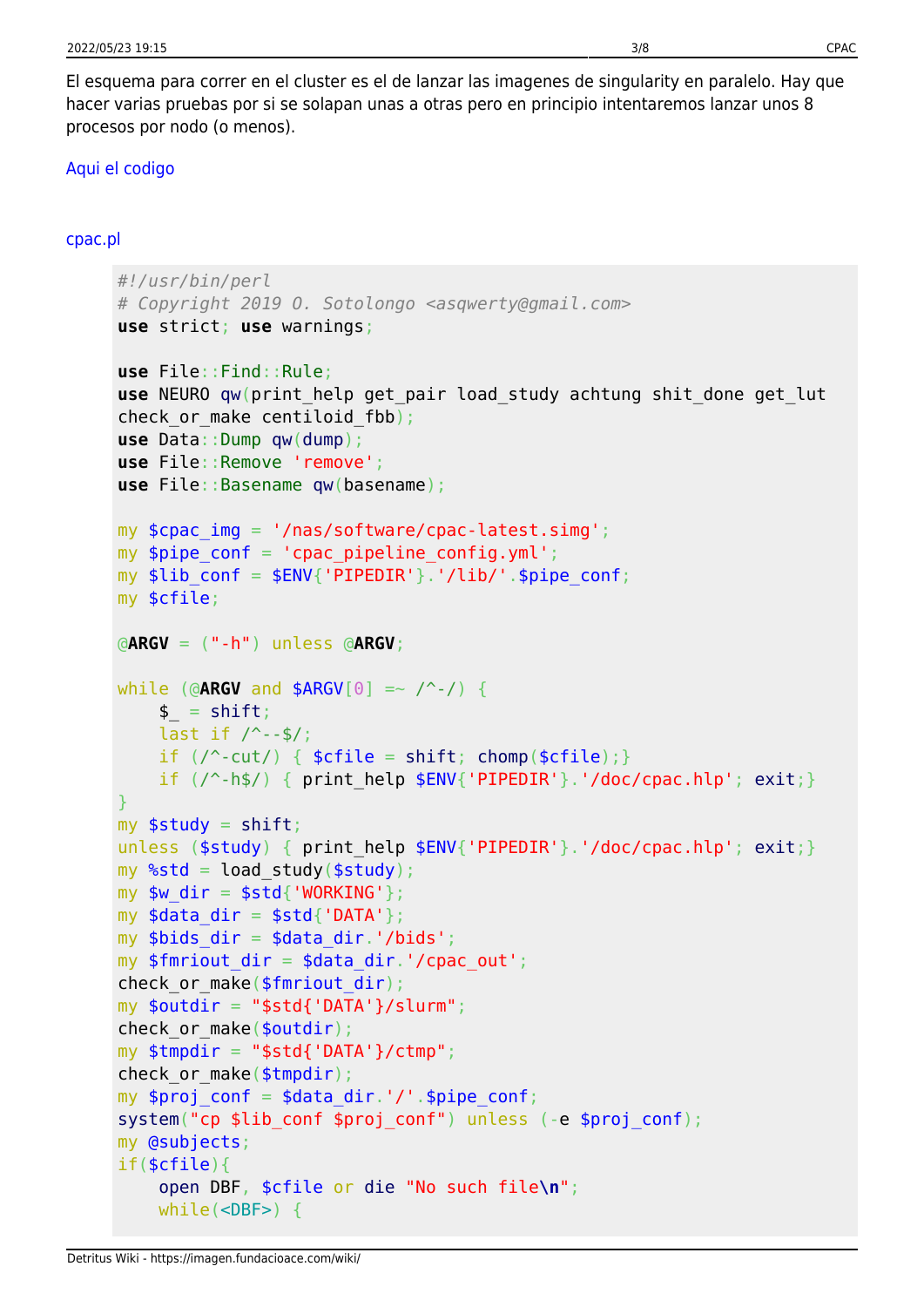El esquema para correr en el cluster es el de lanzar las imagenes de singularity en paralelo. Hay que hacer varias pruebas por si se solapan unas a otras pero en principio intentaremos lanzar unos 8 procesos por nodo (o menos).

Aqui el codigo

cpac.pl

```
#!/usr/bin/perl
# Copyright 2019 O. Sotolongo <asqwerty@gmail.com>
use strict; use warnings;

use File::Find::Rule;
use NEURO qw(print_help get_pair load_study achtung shit_done get_lut
check_or_make centiloid_fbb);
use Data::Dump qw(dump);
use File::Remove 'remove';
use File::Basename qw(basename);

my $cpac_img = '/nas/software/cpac-latest.simg';
my $pipe_conf = 'cpac_pipeline_config.yml';
my $lib_conf = $ENV{'PIPEDIR'}.'/lib/'.$pipe_conf;
my $cfile;

@ARGV = ("-h") unless @ARGV;

while (@ARGV and $ARGV[0] =~ /^-/) {
    $_ = shift;
    last if /^--$/;
    if (/^-cut/) { $cfile = shift; chomp($cfile);}
    if (/^-h$/) { print_help $ENV{'PIPEDIR'}.'/doc/cpac.hlp'; exit;}
}
my $study = shift;
unless ($study) { print_help $ENV{'PIPEDIR'}.'/doc/cpac.hlp'; exit;}
my %std = load_study($study);
my $w_dir = $std{'WORKING'};
my $data_dir = $std{'DATA'};
my $bids_dir = $data_dir.'/bids';
my $fmriout_dir = $data_dir.'/cpac_out';
check_or_make($fmriout_dir);
my $outdir = "$std{'DATA'}/slurm";
check_or_make($outdir);
my $tmpdir = "$std{'DATA'}/ctmp";
check_or_make($tmpdir);
my $proj_conf = $data_dir.'/'.$pipe_conf;
system("cp $lib_conf $proj_conf") unless (-e $proj_conf);
my @subjects;
if($cfile){
    open DBF, $cfile or die "No such file\n";
    while(<DBF>) {
```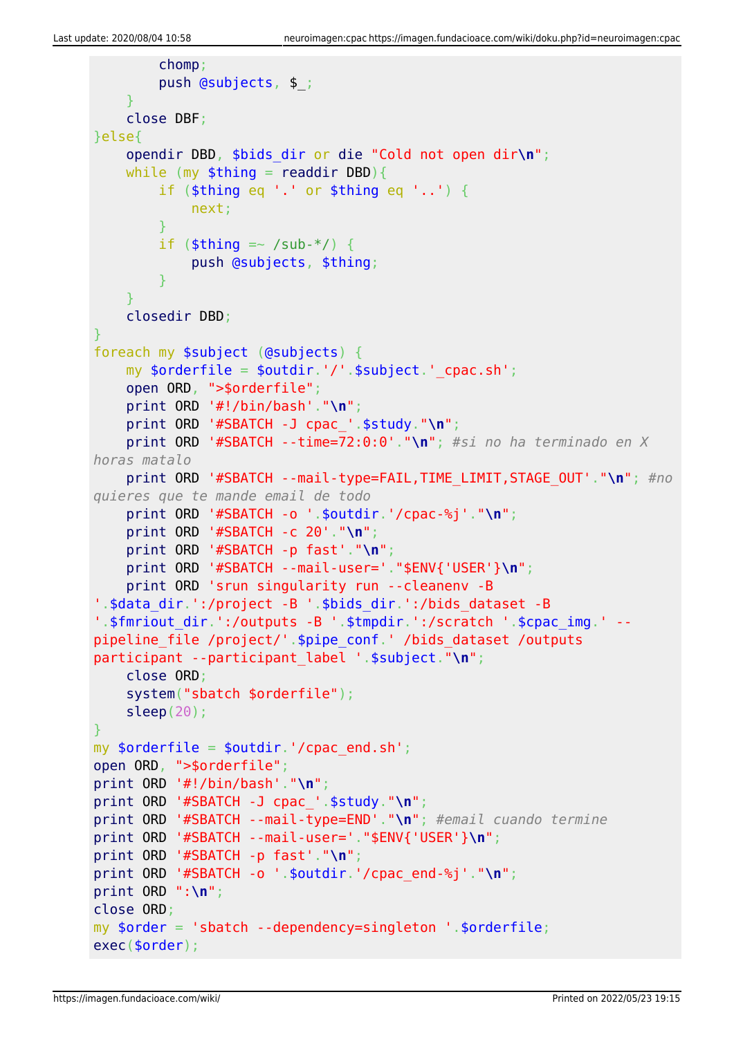```
        chomp;
        push @subjects, $_;
    }
    close DBF;
}else{
    opendir DBD, $bids_dir or die "Cold not open dir\n";
    while (my $thing = readdir DBD){
        if ($thing eq '.' or $thing eq '..') {
            next;
        }
        if ($thing =~ /sub-*/) {
            push @subjects, $thing;
        }
    }
    closedir DBD;
}
foreach my $subject (@subjects) {
    my $orderfile = $outdir.'/'.$subject.'_cpac.sh';
    open ORD, ">$orderfile";
    print ORD '#!/bin/bash'."\n";
    print ORD '#SBATCH -J cpac_'.$study."\n";
    print ORD '#SBATCH --time=72:0:0'."\n"; #si no ha terminado en X horas matalo
    print ORD '#SBATCH --mail-type=FAIL,TIME_LIMIT,STAGE_OUT'."\n"; #no quieres que te mande email de todo
    print ORD '#SBATCH -o '.$outdir.'/cpac-%j'."\n";
    print ORD '#SBATCH -c 20'."\n";
    print ORD '#SBATCH -p fast'."\n";
    print ORD '#SBATCH --mail-user='."$ENV{'USER'}\n";
    print ORD 'srun singularity run --cleanenv -B '.$data_dir.':/project -B '.$bids_dir.':/bids_dataset -B '.$fmriout_dir.':/outputs -B '.$tmpdir.':/scratch '.$cpac_img.' --pipeline_file /project/'.$pipe_conf.' /bids_dataset /outputs participant --participant_label '.$subject."\n";
    close ORD;
    system("sbatch $orderfile");
    sleep(20);
}
my $orderfile = $outdir.'/cpac_end.sh';
open ORD, ">$orderfile";
print ORD '#!/bin/bash'."\n";
print ORD '#SBATCH -J cpac_'.$study."\n";
print ORD '#SBATCH --mail-type=END'."\n"; #email cuando termine
print ORD '#SBATCH --mail-user='."$ENV{'USER'}\n";
print ORD '#SBATCH -p fast'."\n";
print ORD '#SBATCH -o '.$outdir.'/cpac_end-%j'."\n";
print ORD ":\n";
close ORD;
my $order = 'sbatch --dependency=singleton '.$orderfile;
exec($order);
```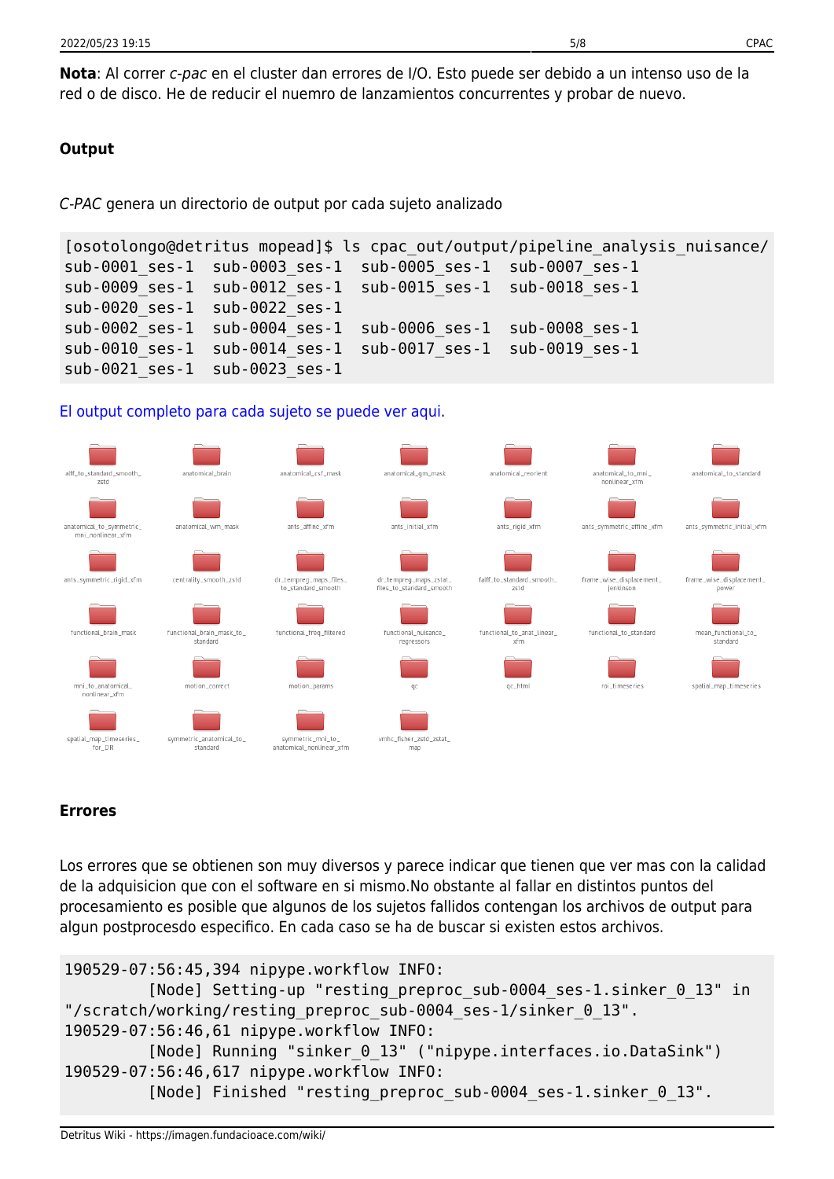**Nota**: Al correr *c-pac* en el cluster dan errores de I/O. Esto puede ser debido a un intenso uso de la red o de disco. He de reducir el nuemro de lanzamientos concurrentes y probar de nuevo.

### Output

*C-PAC* genera un directorio de output por cada sujeto analizado

```
[osotolongo@detritus mopead]$ ls cpac_out/output/pipeline_analysis_nuisance/
sub-0001_ses-1  sub-0003_ses-1  sub-0005_ses-1  sub-0007_ses-1
sub-0009_ses-1  sub-0012_ses-1  sub-0015_ses-1  sub-0018_ses-1
sub-0020_ses-1  sub-0022_ses-1
sub-0002_ses-1  sub-0004_ses-1  sub-0006_ses-1  sub-0008_ses-1
sub-0010_ses-1  sub-0014_ses-1  sub-0017_ses-1  sub-0019_ses-1
sub-0021_ses-1  sub-0023_ses-1
```

El output completo para cada sujeto se puede ver aqui.

- alff_to_standard_smooth_zstd
- anatomical_brain
- anatomical_csf_mask
- anatomical_gm_mask
- anatomical_reorient
- anatomical_to_mni_nonlinear_xfm
- anatomical_to_standard
- anatomical_to_symmetric_mni_nonlinear_xfm
- anatomical_wm_mask
- ants_affine_xfm
- ants_initial_xfm
- ants_rigid_xfm
- ants_symmetric_affine_xfm
- ants_symmetric_initial_xfm
- ants_symmetric_rigid_xfm
- centrality_smooth_zstd
- dr_tempreg_maps_files_to_standard_smooth
- dr_tempreg_maps_zstat_files_to_standard_smooth
- falff_to_standard_smooth_zstd
- frame_wise_displacement_jenkinson
- frame_wise_displacement_power
- functional_brain_mask
- functional_brain_mask_to_standard
- functional_freq_filtered
- functional_nuisance_regressors
- functional_to_anat_linear_xfm
- functional_to_standard
- mean_functional_to_standard
- mni_to_anatomical_nonlinear_xfm
- motion_correct
- motion_params
- qc
- qc_html
- roi_timeseries
- spatial_map_timeseries
- spatial_map_timeseries_for_DR
- symmetric_anatomical_to_standard
- symmetric_mni_to_anatomical_nonlinear_xfm
- vmhc_fisher_zstd_zstat_map

### Errores

Los errores que se obtienen son muy diversos y parece indicar que tienen que ver mas con la calidad de la adquisicion que con el software en si mismo.No obstante al fallar en distintos puntos del procesamiento es posible que algunos de los sujetos fallidos contengan los archivos de output para algun postprocesdo especifico. En cada caso se ha de buscar si existen estos archivos.

```
190529-07:56:45,394 nipype.workflow INFO:
         [Node] Setting-up "resting_preproc_sub-0004_ses-1.sinker_0_13" in
"/scratch/working/resting_preproc_sub-0004_ses-1/sinker_0_13".
190529-07:56:46,61 nipype.workflow INFO:
         [Node] Running "sinker_0_13" ("nipype.interfaces.io.DataSink")
190529-07:56:46,617 nipype.workflow INFO:
         [Node] Finished "resting_preproc_sub-0004_ses-1.sinker_0_13".
```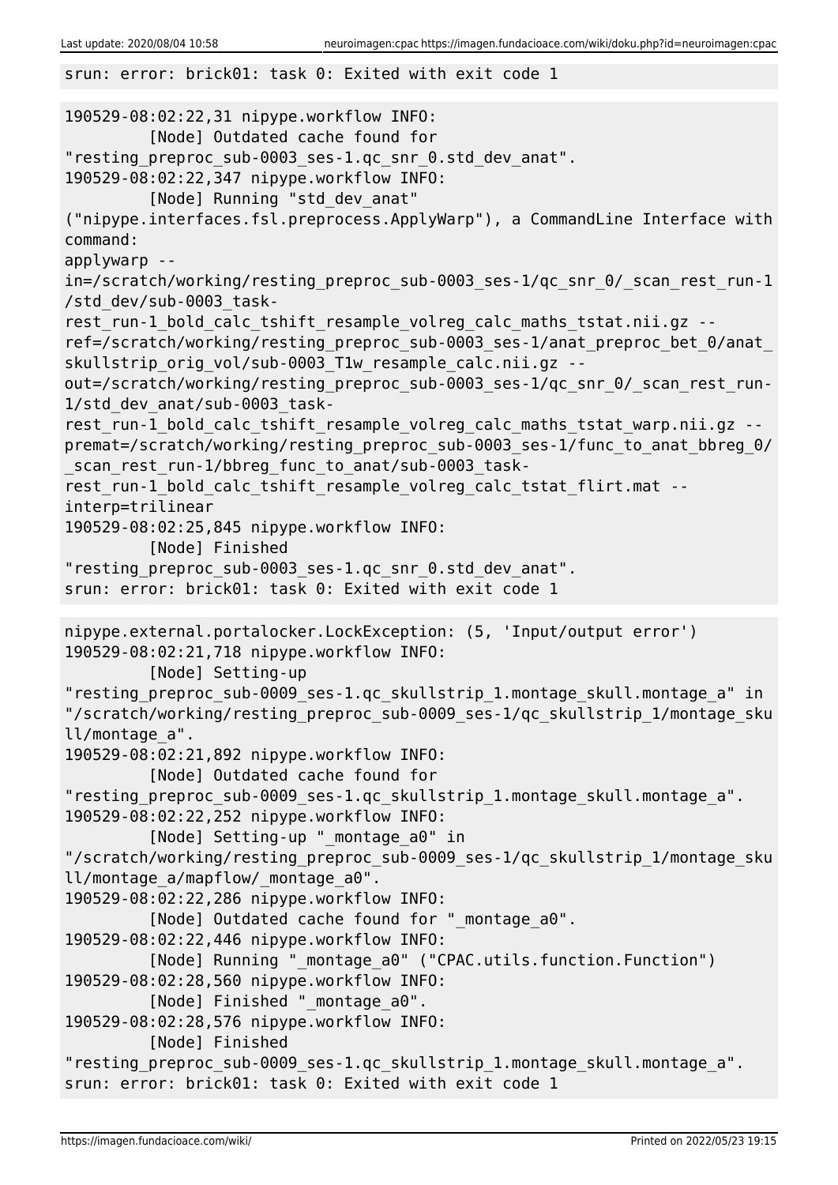```
srun: error: brick01: task 0: Exited with exit code 1
```

```
190529-08:02:22,31 nipype.workflow INFO:
	 [Node] Outdated cache found for
"resting_preproc_sub-0003_ses-1.qc_snr_0.std_dev_anat".
190529-08:02:22,347 nipype.workflow INFO:
	 [Node] Running "std_dev_anat"
("nipype.interfaces.fsl.preprocess.ApplyWarp"), a CommandLine Interface with
command:
applywarp --
in=/scratch/working/resting_preproc_sub-0003_ses-1/qc_snr_0/_scan_rest_run-1
/std_dev/sub-0003_task-
rest_run-1_bold_calc_tshift_resample_volreg_calc_maths_tstat.nii.gz --
ref=/scratch/working/resting_preproc_sub-0003_ses-1/anat_preproc_bet_0/anat_
skullstrip_orig_vol/sub-0003_T1w_resample_calc.nii.gz --
out=/scratch/working/resting_preproc_sub-0003_ses-1/qc_snr_0/_scan_rest_run-
1/std_dev_anat/sub-0003_task-
rest_run-1_bold_calc_tshift_resample_volreg_calc_maths_tstat_warp.nii.gz --
premat=/scratch/working/resting_preproc_sub-0003_ses-1/func_to_anat_bbreg_0/
_scan_rest_run-1/bbreg_func_to_anat/sub-0003_task-
rest_run-1_bold_calc_tshift_resample_volreg_calc_tstat_flirt.mat --
interp=trilinear
190529-08:02:25,845 nipype.workflow INFO:
	 [Node] Finished
"resting_preproc_sub-0003_ses-1.qc_snr_0.std_dev_anat".
srun: error: brick01: task 0: Exited with exit code 1
```

```
nipype.external.portalocker.LockException: (5, 'Input/output error')
190529-08:02:21,718 nipype.workflow INFO:
	 [Node] Setting-up
"resting_preproc_sub-0009_ses-1.qc_skullstrip_1.montage_skull.montage_a" in
"/scratch/working/resting_preproc_sub-0009_ses-1/qc_skullstrip_1/montage_sku
ll/montage_a".
190529-08:02:21,892 nipype.workflow INFO:
	 [Node] Outdated cache found for
"resting_preproc_sub-0009_ses-1.qc_skullstrip_1.montage_skull.montage_a".
190529-08:02:22,252 nipype.workflow INFO:
	 [Node] Setting-up "_montage_a0" in
"/scratch/working/resting_preproc_sub-0009_ses-1/qc_skullstrip_1/montage_sku
ll/montage_a/mapflow/_montage_a0".
190529-08:02:22,286 nipype.workflow INFO:
	 [Node] Outdated cache found for "_montage_a0".
190529-08:02:22,446 nipype.workflow INFO:
	 [Node] Running "_montage_a0" ("CPAC.utils.function.Function")
190529-08:02:28,560 nipype.workflow INFO:
	 [Node] Finished "_montage_a0".
190529-08:02:28,576 nipype.workflow INFO:
	 [Node] Finished
"resting_preproc_sub-0009_ses-1.qc_skullstrip_1.montage_skull.montage_a".
srun: error: brick01: task 0: Exited with exit code 1
```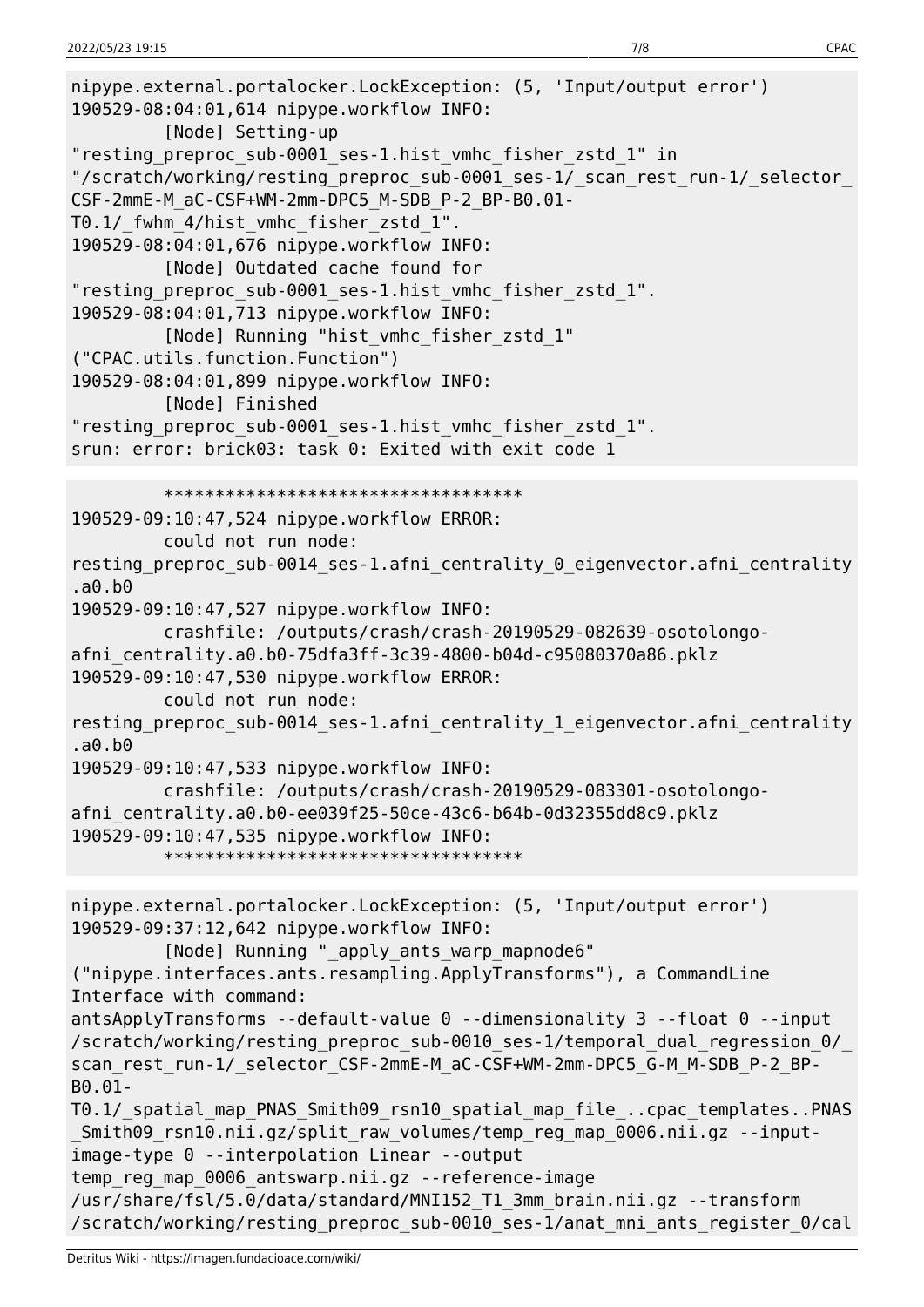```
nipype.external.portalocker.LockException: (5, 'Input/output error')
190529-08:04:01,614 nipype.workflow INFO:
         [Node] Setting-up
"resting_preproc_sub-0001_ses-1.hist_vmhc_fisher_zstd_1" in
"/scratch/working/resting_preproc_sub-0001_ses-1/_scan_rest_run-1/_selector_
CSF-2mmE-M_aC-CSF+WM-2mm-DPC5_M-SDB_P-2_BP-B0.01-
T0.1/_fwhm_4/hist_vmhc_fisher_zstd_1".
190529-08:04:01,676 nipype.workflow INFO:
         [Node] Outdated cache found for
"resting_preproc_sub-0001_ses-1.hist_vmhc_fisher_zstd_1".
190529-08:04:01,713 nipype.workflow INFO:
         [Node] Running "hist_vmhc_fisher_zstd_1"
("CPAC.utils.function.Function")
190529-08:04:01,899 nipype.workflow INFO:
         [Node] Finished
"resting_preproc_sub-0001_ses-1.hist_vmhc_fisher_zstd_1".
srun: error: brick03: task 0: Exited with exit code 1
```

```
         ***********************************
190529-09:10:47,524 nipype.workflow ERROR:
         could not run node:
resting_preproc_sub-0014_ses-1.afni_centrality_0_eigenvector.afni_centrality
.a0.b0
190529-09:10:47,527 nipype.workflow INFO:
         crashfile: /outputs/crash/crash-20190529-082639-osotolongo-
afni_centrality.a0.b0-75dfa3ff-3c39-4800-b04d-c95080370a86.pklz
190529-09:10:47,530 nipype.workflow ERROR:
         could not run node:
resting_preproc_sub-0014_ses-1.afni_centrality_1_eigenvector.afni_centrality
.a0.b0
190529-09:10:47,533 nipype.workflow INFO:
         crashfile: /outputs/crash/crash-20190529-083301-osotolongo-
afni_centrality.a0.b0-ee039f25-50ce-43c6-b64b-0d32355dd8c9.pklz
190529-09:10:47,535 nipype.workflow INFO:
         ***********************************
```

```
nipype.external.portalocker.LockException: (5, 'Input/output error')
190529-09:37:12,642 nipype.workflow INFO:
         [Node] Running "_apply_ants_warp_mapnode6"
("nipype.interfaces.ants.resampling.ApplyTransforms"), a CommandLine
Interface with command:
antsApplyTransforms --default-value 0 --dimensionality 3 --float 0 --input
/scratch/working/resting_preproc_sub-0010_ses-1/temporal_dual_regression_0/_
scan_rest_run-1/_selector_CSF-2mmE-M_aC-CSF+WM-2mm-DPC5_G-M_M-SDB_P-2_BP-
B0.01-
T0.1/_spatial_map_PNAS_Smith09_rsn10_spatial_map_file_..cpac_templates..PNAS
_Smith09_rsn10.nii.gz/split_raw_volumes/temp_reg_map_0006.nii.gz --input-
image-type 0 --interpolation Linear --output
temp_reg_map_0006_antswarp.nii.gz --reference-image
/usr/share/fsl/5.0/data/standard/MNI152_T1_3mm_brain.nii.gz --transform
/scratch/working/resting_preproc_sub-0010_ses-1/anat_mni_ants_register_0/cal
```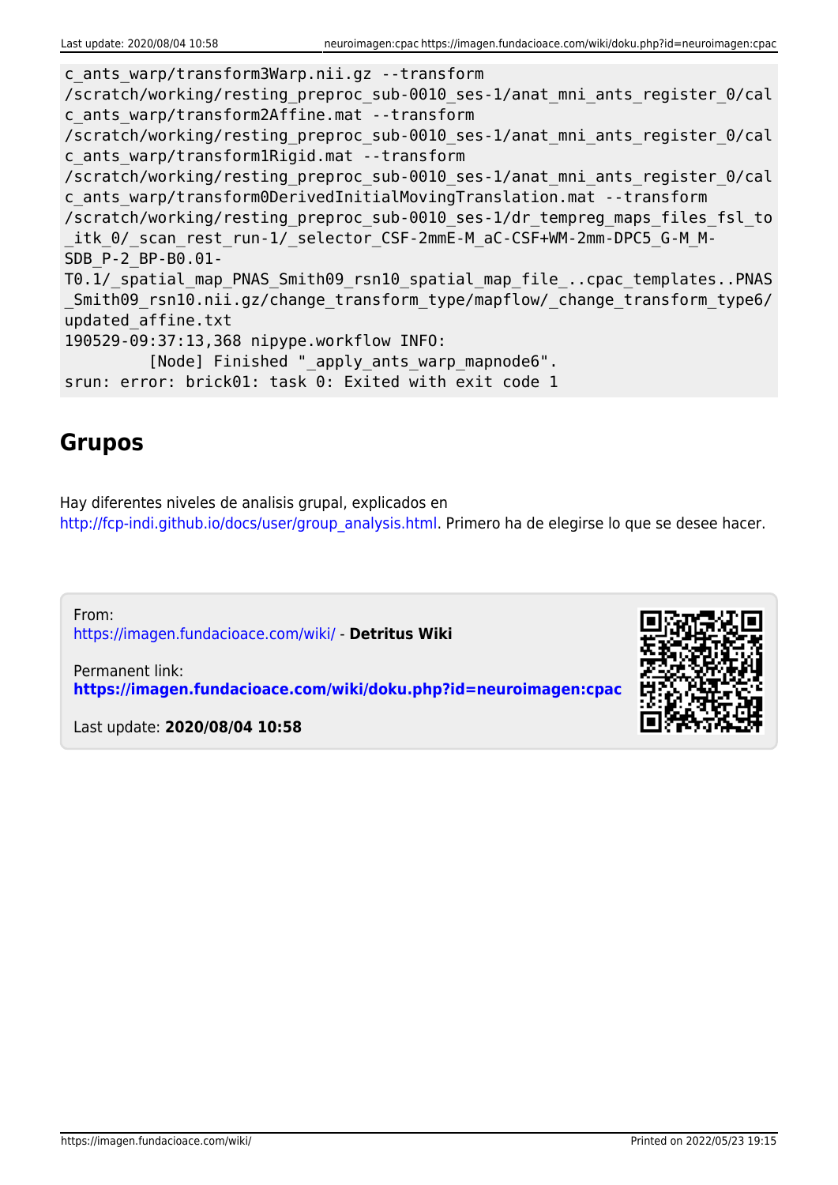```
c_ants_warp/transform3Warp.nii.gz --transform
/scratch/working/resting_preproc_sub-0010_ses-1/anat_mni_ants_register_0/cal
c_ants_warp/transform2Affine.mat --transform
/scratch/working/resting_preproc_sub-0010_ses-1/anat_mni_ants_register_0/cal
c_ants_warp/transform1Rigid.mat --transform
/scratch/working/resting_preproc_sub-0010_ses-1/anat_mni_ants_register_0/cal
c_ants_warp/transform0DerivedInitialMovingTranslation.mat --transform
/scratch/working/resting_preproc_sub-0010_ses-1/dr_tempreg_maps_files_fsl_to
_itk_0/_scan_rest_run-1/_selector_CSF-2mmE-M_aC-CSF+WM-2mm-DPC5_G-M_M-
SDB_P-2_BP-B0.01-
T0.1/_spatial_map_PNAS_Smith09_rsn10_spatial_map_file_..cpac_templates..PNAS
_Smith09_rsn10.nii.gz/change_transform_type/mapflow/_change_transform_type6/
updated_affine.txt
190529-09:37:13,368 nipype.workflow INFO:
	 [Node] Finished "_apply_ants_warp_mapnode6".
srun: error: brick01: task 0: Exited with exit code 1
```

## Grupos

Hay diferentes niveles de analisis grupal, explicados en http://fcp-indi.github.io/docs/user/group_analysis.html. Primero ha de elegirse lo que se desee hacer.

From:
https://imagen.fundacioace.com/wiki/ - **Detritus Wiki**

Permanent link:
**https://imagen.fundacioace.com/wiki/doku.php?id=neuroimagen:cpac**

Last update: **2020/08/04 10:58**